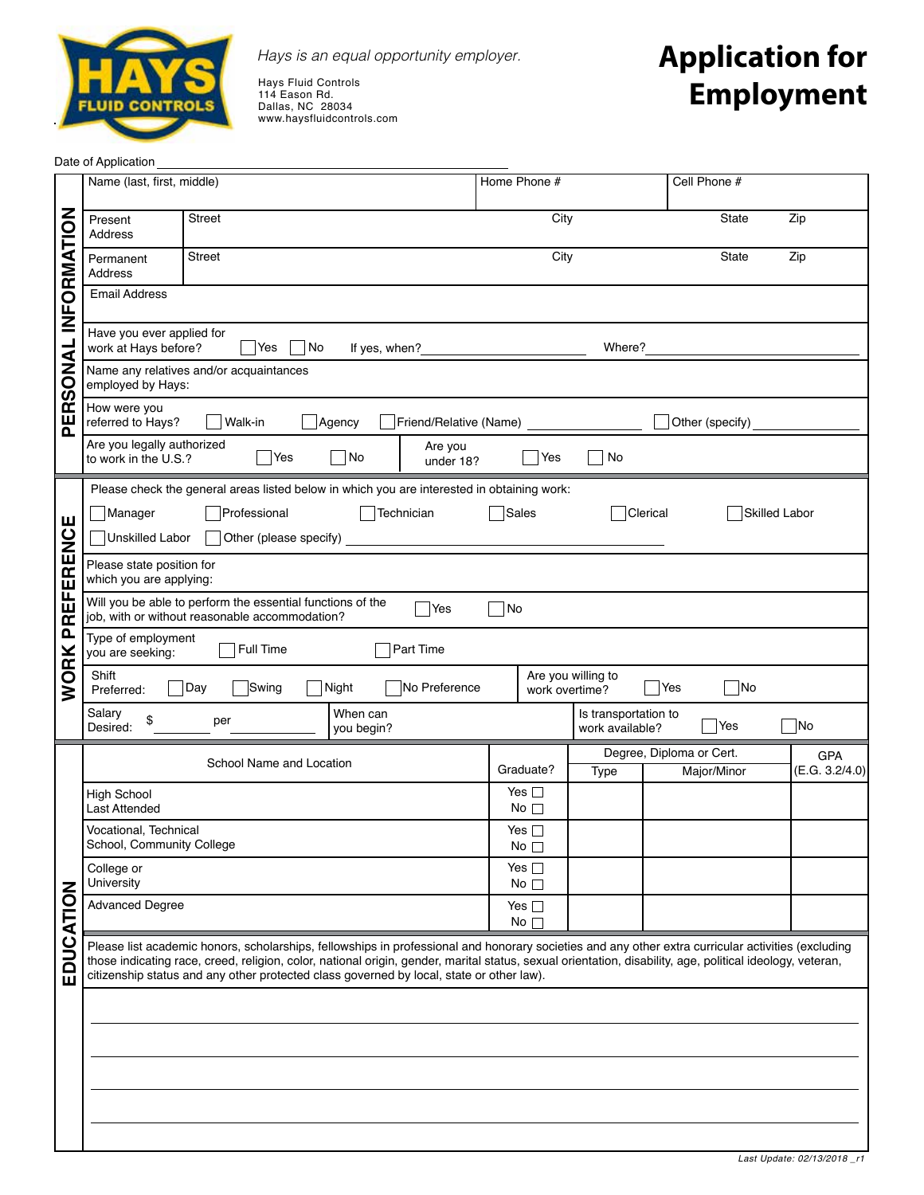*Hays is an equal opportunity employer.*

Hays Fluid Controls
114 Eason Rd.
Dallas, NC 28034
www.haysfluidcontrols.com

# Application for Employment

Date of Application ______________________________

## PERSONAL INFORMATION

| Name (last, first, middle) | | | Home Phone # | Cell Phone # |
|---|---|---|---|---|
| Present Address | Street | City | State | Zip |
| Permanent Address | Street | City | State | Zip |
| Email Address | | | | |

Have you ever applied for work at Hays before? ☐ Yes ☐ No If yes, when? ____________ Where? ____________

Name any relatives and/or acquaintances employed by Hays:

How were you referred to Hays? ☐ Walk-in ☐ Agency ☐ Friend/Relative (Name) ____________ ☐ Other (specify) ____________

Are you legally authorized to work in the U.S.? ☐ Yes ☐ No Are you under 18? ☐ Yes ☐ No

## WORK PREFERENCE

Please check the general areas listed below in which you are interested in obtaining work:

☐ Manager ☐ Professional ☐ Technician ☐ Sales ☐ Clerical ☐ Skilled Labor
☐ Unskilled Labor ☐ Other (please specify) ____________________

Please state position for which you are applying:

Will you be able to perform the essential functions of the job, with or without reasonable accommodation? ☐ Yes ☐ No

Type of employment you are seeking: ☐ Full Time ☐ Part Time

Shift Preferred: ☐ Day ☐ Swing ☐ Night ☐ No Preference Are you willing to work overtime? ☐ Yes ☐ No

Salary Desired: $ ________ per ________ When can you begin? Is transportation to work available? ☐ Yes ☐ No

## EDUCATION

| School Name and Location | | Graduate? | Degree, Diploma or Cert. Type | Major/Minor | GPA (E.G. 3.2/4.0) |
|---|---|---|---|---|---|
| High School Last Attended | | Yes ☐ No ☐ | | | |
| Vocational, Technical School, Community College | | Yes ☐ No ☐ | | | |
| College or University | | Yes ☐ No ☐ | | | |
| Advanced Degree | | Yes ☐ No ☐ | | | |

Please list academic honors, scholarships, fellowships in professional and honorary societies and any other extra curricular activities (excluding those indicating race, creed, religion, color, national origin, gender, marital status, sexual orientation, disability, age, political ideology, veteran, citizenship status and any other protected class governed by local, state or other law).

______________________________________________________________

______________________________________________________________

______________________________________________________________

______________________________________________________________

*Last Update: 02/13/2018 _r1*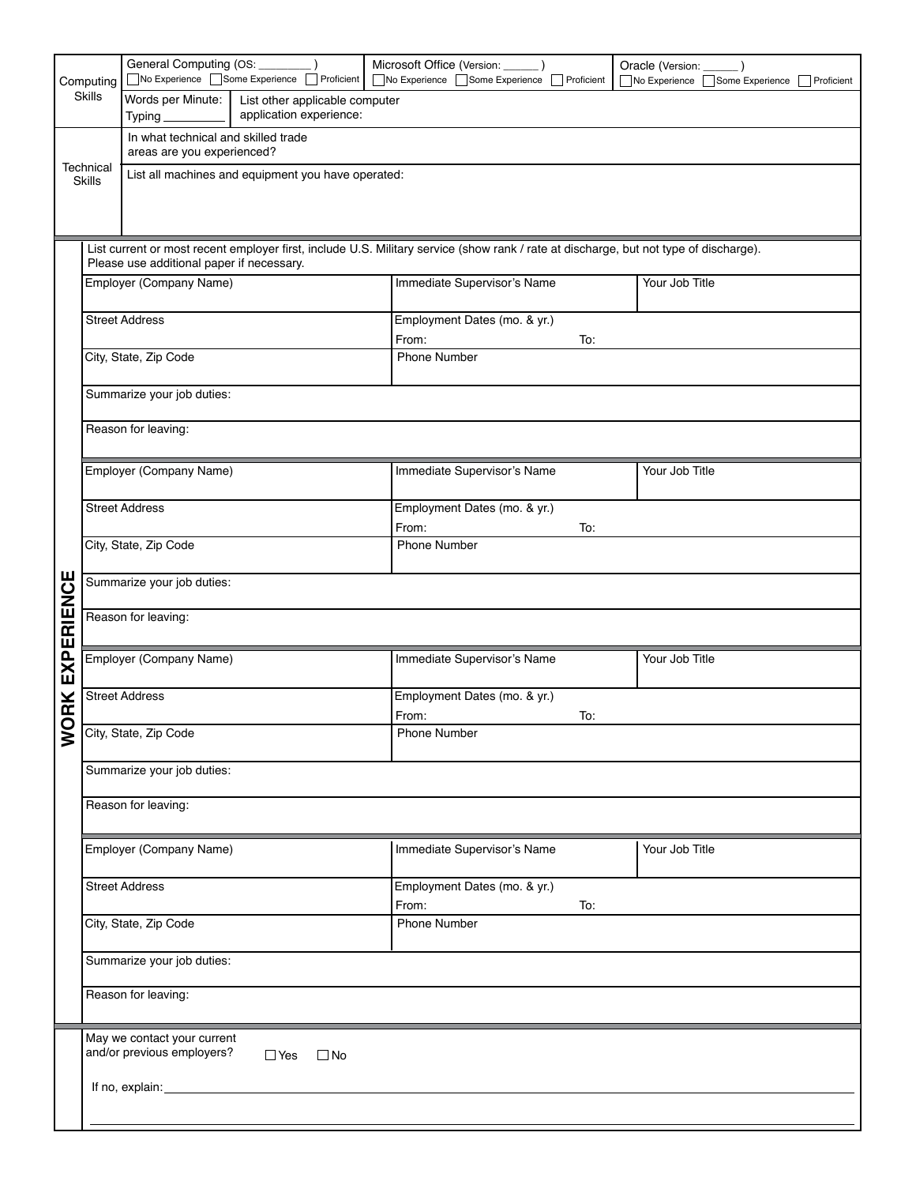## Computing Skills

| General Computing (OS: ________ ) | Microsoft Office (Version: ______ ) | Oracle (Version: ______ ) |
|---|---|---|
| ☐ No Experience ☐ Some Experience ☐ Proficient | ☐ No Experience ☐ Some Experience ☐ Proficient | ☐ No Experience ☐ Some Experience ☐ Proficient |

Words per Minute: Typing __________

List other applicable computer application experience:

## Technical Skills

In what technical and skilled trade areas are you experienced?

List all machines and equipment you have operated:

## WORK EXPERIENCE

List current or most recent employer first, include U.S. Military service (show rank / rate at discharge, but not type of discharge). Please use additional paper if necessary.

| Employer (Company Name) | Immediate Supervisor's Name | Your Job Title |
|---|---|---|
| Street Address | Employment Dates (mo. & yr.) From: To: | |
| City, State, Zip Code | Phone Number | |
| Summarize your job duties: | | |
| Reason for leaving: | | |

| Employer (Company Name) | Immediate Supervisor's Name | Your Job Title |
|---|---|---|
| Street Address | Employment Dates (mo. & yr.) From: To: | |
| City, State, Zip Code | Phone Number | |
| Summarize your job duties: | | |
| Reason for leaving: | | |

| Employer (Company Name) | Immediate Supervisor's Name | Your Job Title |
|---|---|---|
| Street Address | Employment Dates (mo. & yr.) From: To: | |
| City, State, Zip Code | Phone Number | |
| Summarize your job duties: | | |
| Reason for leaving: | | |

| Employer (Company Name) | Immediate Supervisor's Name | Your Job Title |
|---|---|---|
| Street Address | Employment Dates (mo. & yr.) From: To: | |
| City, State, Zip Code | Phone Number | |
| Summarize your job duties: | | |
| Reason for leaving: | | |

May we contact your current and/or previous employers? ☐ Yes ☐ No

If no, explain: ______________________________________________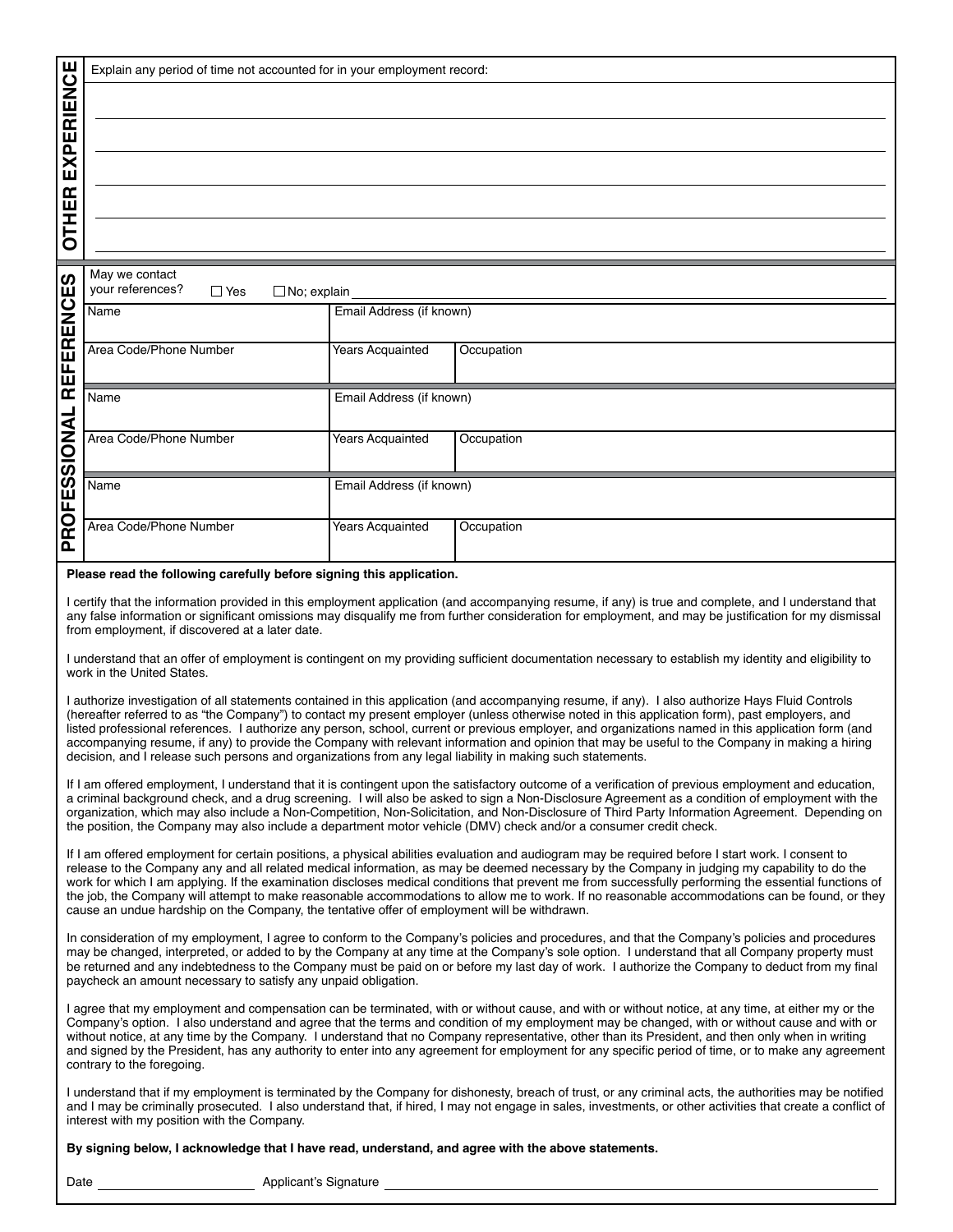## OTHER EXPERIENCE

Explain any period of time not accounted for in your employment record:

## PROFESSIONAL REFERENCES

May we contact your references? ☐ Yes ☐ No; explain

| | | |
|---|---|---|
| Name | Email Address (if known) | |
| Area Code/Phone Number | Years Acquainted | Occupation |
| Name | Email Address (if known) | |
| Area Code/Phone Number | Years Acquainted | Occupation |
| Name | Email Address (if known) | |
| Area Code/Phone Number | Years Acquainted | Occupation |

**Please read the following carefully before signing this application.**

I certify that the information provided in this employment application (and accompanying resume, if any) is true and complete, and I understand that any false information or significant omissions may disqualify me from further consideration for employment, and may be justification for my dismissal from employment, if discovered at a later date.

I understand that an offer of employment is contingent on my providing sufficient documentation necessary to establish my identity and eligibility to work in the United States.

I authorize investigation of all statements contained in this application (and accompanying resume, if any). I also authorize Hays Fluid Controls (hereafter referred to as "the Company") to contact my present employer (unless otherwise noted in this application form), past employers, and listed professional references. I authorize any person, school, current or previous employer, and organizations named in this application form (and accompanying resume, if any) to provide the Company with relevant information and opinion that may be useful to the Company in making a hiring decision, and I release such persons and organizations from any legal liability in making such statements.

If I am offered employment, I understand that it is contingent upon the satisfactory outcome of a verification of previous employment and education, a criminal background check, and a drug screening. I will also be asked to sign a Non-Disclosure Agreement as a condition of employment with the organization, which may also include a Non-Competition, Non-Solicitation, and Non-Disclosure of Third Party Information Agreement. Depending on the position, the Company may also include a department motor vehicle (DMV) check and/or a consumer credit check.

If I am offered employment for certain positions, a physical abilities evaluation and audiogram may be required before I start work. I consent to release to the Company any and all related medical information, as may be deemed necessary by the Company in judging my capability to do the work for which I am applying. If the examination discloses medical conditions that prevent me from successfully performing the essential functions of the job, the Company will attempt to make reasonable accommodations to allow me to work. If no reasonable accommodations can be found, or they cause an undue hardship on the Company, the tentative offer of employment will be withdrawn.

In consideration of my employment, I agree to conform to the Company's policies and procedures, and that the Company's policies and procedures may be changed, interpreted, or added to by the Company at any time at the Company's sole option. I understand that all Company property must be returned and any indebtedness to the Company must be paid on or before my last day of work. I authorize the Company to deduct from my final paycheck an amount necessary to satisfy any unpaid obligation.

I agree that my employment and compensation can be terminated, with or without cause, and with or without notice, at any time, at either my or the Company's option. I also understand and agree that the terms and condition of my employment may be changed, with or without cause and with or without notice, at any time by the Company. I understand that no Company representative, other than its President, and then only when in writing and signed by the President, has any authority to enter into any agreement for employment for any specific period of time, or to make any agreement contrary to the foregoing.

I understand that if my employment is terminated by the Company for dishonesty, breach of trust, or any criminal acts, the authorities may be notified and I may be criminally prosecuted. I also understand that, if hired, I may not engage in sales, investments, or other activities that create a conflict of interest with my position with the Company.

**By signing below, I acknowledge that I have read, understand, and agree with the above statements.**

Date ______________________ Applicant's Signature ______________________________________________